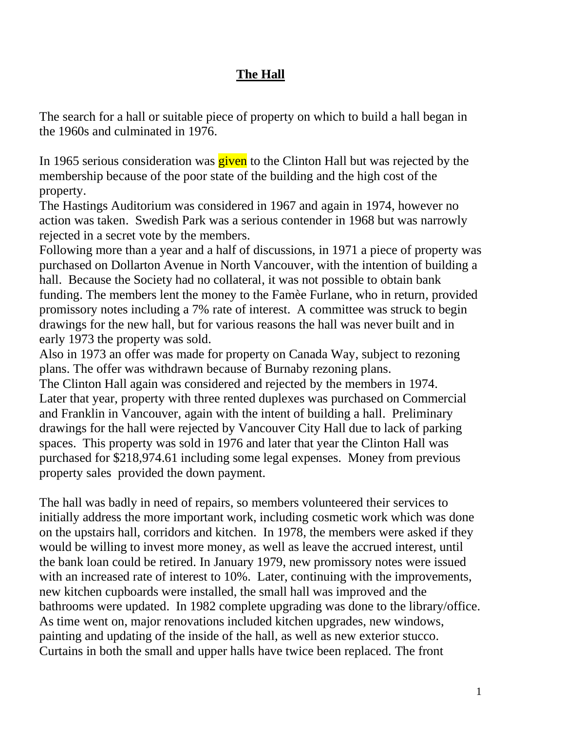# **The Hall**

The search for a hall or suitable piece of property on which to build a hall began in the 1960s and culminated in 1976.

In 1965 serious consideration was given to the Clinton Hall but was rejected by the membership because of the poor state of the building and the high cost of the property.
The Hastings Auditorium was considered in 1967 and again in 1974, however no action was taken. Swedish Park was a serious contender in 1968 but was narrowly rejected in a secret vote by the members.
Following more than a year and a half of discussions, in 1971 a piece of property was purchased on Dollarton Avenue in North Vancouver, with the intention of building a hall. Because the Society had no collateral, it was not possible to obtain bank funding. The members lent the money to the Famèe Furlane, who in return, provided promissory notes including a 7% rate of interest. A committee was struck to begin drawings for the new hall, but for various reasons the hall was never built and in early 1973 the property was sold.
Also in 1973 an offer was made for property on Canada Way, subject to rezoning plans. The offer was withdrawn because of Burnaby rezoning plans.
The Clinton Hall again was considered and rejected by the members in 1974.
Later that year, property with three rented duplexes was purchased on Commercial and Franklin in Vancouver, again with the intent of building a hall. Preliminary drawings for the hall were rejected by Vancouver City Hall due to lack of parking spaces. This property was sold in 1976 and later that year the Clinton Hall was purchased for $218,974.61 including some legal expenses. Money from previous property sales provided the down payment.

The hall was badly in need of repairs, so members volunteered their services to initially address the more important work, including cosmetic work which was done on the upstairs hall, corridors and kitchen. In 1978, the members were asked if they would be willing to invest more money, as well as leave the accrued interest, until the bank loan could be retired. In January 1979, new promissory notes were issued with an increased rate of interest to 10%. Later, continuing with the improvements, new kitchen cupboards were installed, the small hall was improved and the bathrooms were updated. In 1982 complete upgrading was done to the library/office. As time went on, major renovations included kitchen upgrades, new windows, painting and updating of the inside of the hall, as well as new exterior stucco. Curtains in both the small and upper halls have twice been replaced. The front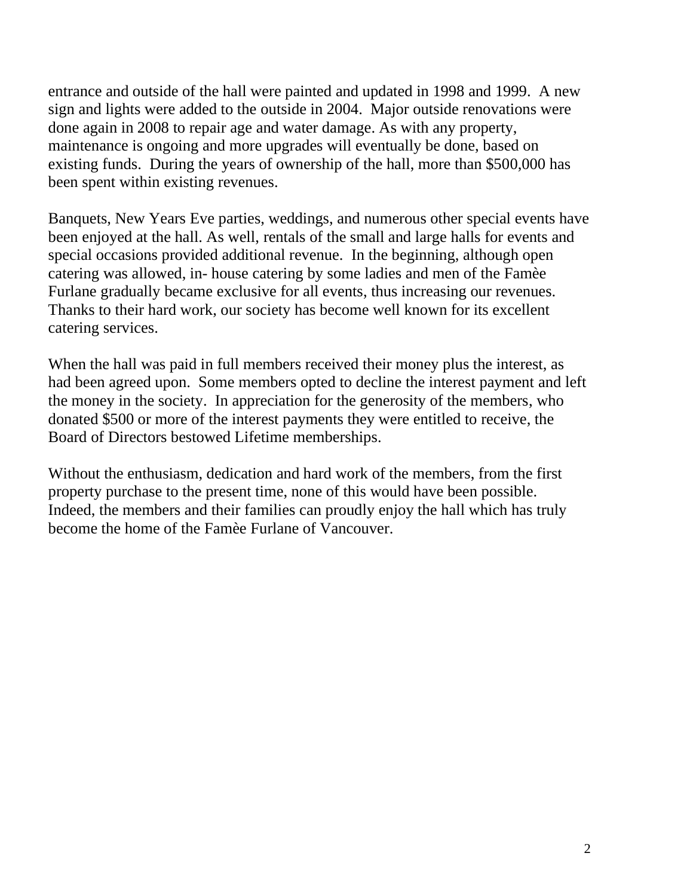entrance and outside of the hall were painted and updated in 1998 and 1999. A new sign and lights were added to the outside in 2004. Major outside renovations were done again in 2008 to repair age and water damage. As with any property, maintenance is ongoing and more upgrades will eventually be done, based on existing funds. During the years of ownership of the hall, more than $500,000 has been spent within existing revenues.

Banquets, New Years Eve parties, weddings, and numerous other special events have been enjoyed at the hall. As well, rentals of the small and large halls for events and special occasions provided additional revenue. In the beginning, although open catering was allowed, in- house catering by some ladies and men of the Famèe Furlane gradually became exclusive for all events, thus increasing our revenues. Thanks to their hard work, our society has become well known for its excellent catering services.

When the hall was paid in full members received their money plus the interest, as had been agreed upon. Some members opted to decline the interest payment and left the money in the society. In appreciation for the generosity of the members, who donated $500 or more of the interest payments they were entitled to receive, the Board of Directors bestowed Lifetime memberships.

Without the enthusiasm, dedication and hard work of the members, from the first property purchase to the present time, none of this would have been possible. Indeed, the members and their families can proudly enjoy the hall which has truly become the home of the Famèe Furlane of Vancouver.